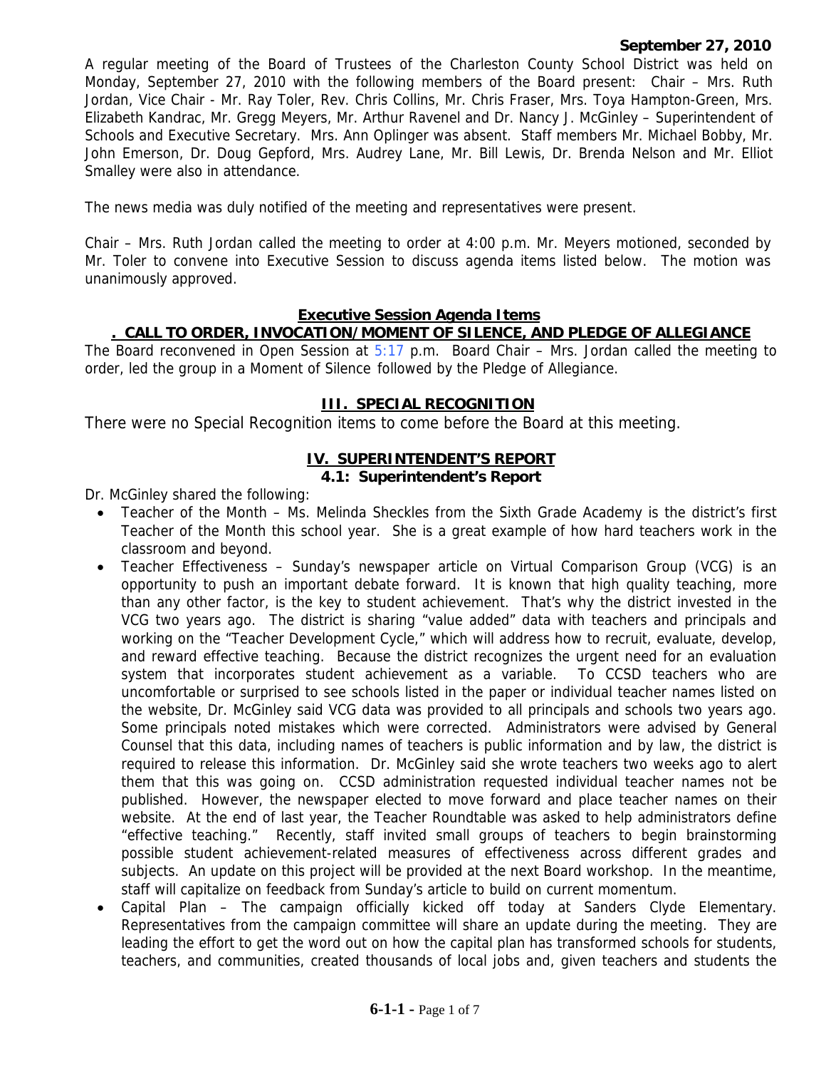**September 27, 2010**

A regular meeting of the Board of Trustees of the Charleston County School District was held on Monday, September 27, 2010 with the following members of the Board present: Chair – Mrs. Ruth Jordan, Vice Chair - Mr. Ray Toler, Rev. Chris Collins, Mr. Chris Fraser, Mrs. Toya Hampton-Green, Mrs. Elizabeth Kandrac, Mr. Gregg Meyers, Mr. Arthur Ravenel and Dr. Nancy J. McGinley – Superintendent of Schools and Executive Secretary. Mrs. Ann Oplinger was absent. Staff members Mr. Michael Bobby, Mr. John Emerson, Dr. Doug Gepford, Mrs. Audrey Lane, Mr. Bill Lewis, Dr. Brenda Nelson and Mr. Elliot Smalley were also in attendance.

The news media was duly notified of the meeting and representatives were present.

Chair – Mrs. Ruth Jordan called the meeting to order at 4:00 p.m. Mr. Meyers motioned, seconded by Mr. Toler to convene into Executive Session to discuss agenda items listed below. The motion was unanimously approved.

**Executive Session Agenda Items**

**. CALL TO ORDER, INVOCATION/MOMENT OF SILENCE, AND PLEDGE OF ALLEGIANCE**

The Board reconvened in Open Session at 5:17 p.m. Board Chair – Mrs. Jordan called the meeting to order, led the group in a Moment of Silence followed by the Pledge of Allegiance.

**III. SPECIAL RECOGNITION**

There were no Special Recognition items to come before the Board at this meeting.

**IV. SUPERINTENDENT'S REPORT**

**4.1: Superintendent's Report**

Dr. McGinley shared the following:

- Teacher of the Month – Ms. Melinda Sheckles from the Sixth Grade Academy is the district's first Teacher of the Month this school year. She is a great example of how hard teachers work in the classroom and beyond.
- Teacher Effectiveness – Sunday's newspaper article on Virtual Comparison Group (VCG) is an opportunity to push an important debate forward. It is known that high quality teaching, more than any other factor, is the key to student achievement. That's why the district invested in the VCG two years ago. The district is sharing "value added" data with teachers and principals and working on the "Teacher Development Cycle," which will address how to recruit, evaluate, develop, and reward effective teaching. Because the district recognizes the urgent need for an evaluation system that incorporates student achievement as a variable. To CCSD teachers who are uncomfortable or surprised to see schools listed in the paper or individual teacher names listed on the website, Dr. McGinley said VCG data was provided to all principals and schools two years ago. Some principals noted mistakes which were corrected. Administrators were advised by General Counsel that this data, including names of teachers is public information and by law, the district is required to release this information. Dr. McGinley said she wrote teachers two weeks ago to alert them that this was going on. CCSD administration requested individual teacher names not be published. However, the newspaper elected to move forward and place teacher names on their website. At the end of last year, the Teacher Roundtable was asked to help administrators define "effective teaching." Recently, staff invited small groups of teachers to begin brainstorming possible student achievement-related measures of effectiveness across different grades and subjects. An update on this project will be provided at the next Board workshop. In the meantime, staff will capitalize on feedback from Sunday's article to build on current momentum.
- Capital Plan – The campaign officially kicked off today at Sanders Clyde Elementary. Representatives from the campaign committee will share an update during the meeting. They are leading the effort to get the word out on how the capital plan has transformed schools for students, teachers, and communities, created thousands of local jobs and, given teachers and students the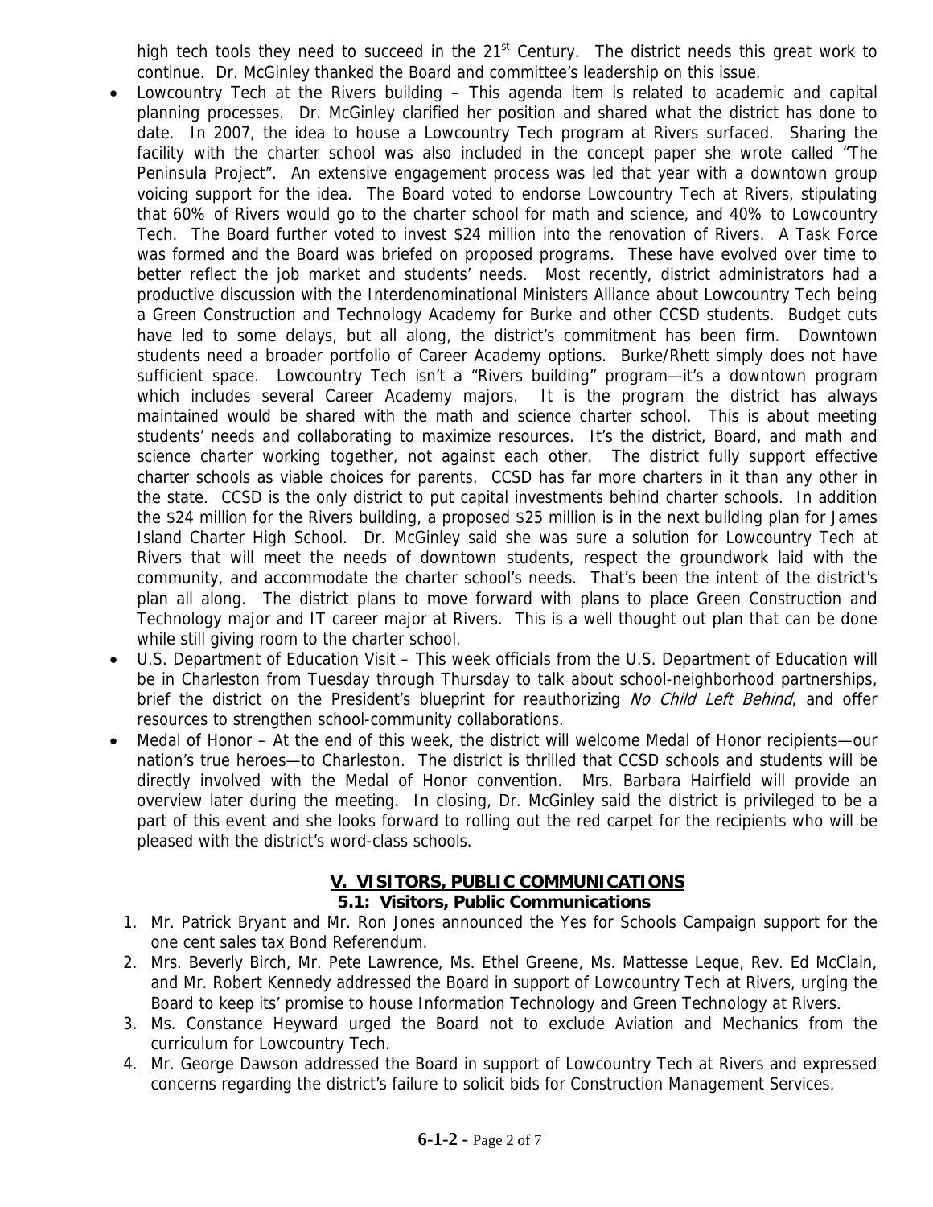high tech tools they need to succeed in the 21st Century. The district needs this great work to continue. Dr. McGinley thanked the Board and committee's leadership on this issue.

- Lowcountry Tech at the Rivers building – This agenda item is related to academic and capital planning processes. Dr. McGinley clarified her position and shared what the district has done to date. In 2007, the idea to house a Lowcountry Tech program at Rivers surfaced. Sharing the facility with the charter school was also included in the concept paper she wrote called "The Peninsula Project". An extensive engagement process was led that year with a downtown group voicing support for the idea. The Board voted to endorse Lowcountry Tech at Rivers, stipulating that 60% of Rivers would go to the charter school for math and science, and 40% to Lowcountry Tech. The Board further voted to invest $24 million into the renovation of Rivers. A Task Force was formed and the Board was briefed on proposed programs. These have evolved over time to better reflect the job market and students' needs. Most recently, district administrators had a productive discussion with the Interdenominational Ministers Alliance about Lowcountry Tech being a Green Construction and Technology Academy for Burke and other CCSD students. Budget cuts have led to some delays, but all along, the district's commitment has been firm. Downtown students need a broader portfolio of Career Academy options. Burke/Rhett simply does not have sufficient space. Lowcountry Tech isn't a "Rivers building" program—it's a downtown program which includes several Career Academy majors. It is the program the district has always maintained would be shared with the math and science charter school. This is about meeting students' needs and collaborating to maximize resources. It's the district, Board, and math and science charter working together, not against each other. The district fully support effective charter schools as viable choices for parents. CCSD has far more charters in it than any other in the state. CCSD is the only district to put capital investments behind charter schools. In addition the $24 million for the Rivers building, a proposed $25 million is in the next building plan for James Island Charter High School. Dr. McGinley said she was sure a solution for Lowcountry Tech at Rivers that will meet the needs of downtown students, respect the groundwork laid with the community, and accommodate the charter school's needs. That's been the intent of the district's plan all along. The district plans to move forward with plans to place Green Construction and Technology major and IT career major at Rivers. This is a well thought out plan that can be done while still giving room to the charter school.
- U.S. Department of Education Visit – This week officials from the U.S. Department of Education will be in Charleston from Tuesday through Thursday to talk about school-neighborhood partnerships, brief the district on the President's blueprint for reauthorizing *No Child Left Behind*, and offer resources to strengthen school-community collaborations.
- Medal of Honor – At the end of this week, the district will welcome Medal of Honor recipients—our nation's true heroes—to Charleston. The district is thrilled that CCSD schools and students will be directly involved with the Medal of Honor convention. Mrs. Barbara Hairfield will provide an overview later during the meeting. In closing, Dr. McGinley said the district is privileged to be a part of this event and she looks forward to rolling out the red carpet for the recipients who will be pleased with the district's word-class schools.

## V. VISITORS, PUBLIC COMMUNICATIONS

### 5.1: Visitors, Public Communications

1. Mr. Patrick Bryant and Mr. Ron Jones announced the Yes for Schools Campaign support for the one cent sales tax Bond Referendum.
2. Mrs. Beverly Birch, Mr. Pete Lawrence, Ms. Ethel Greene, Ms. Mattesse Leque, Rev. Ed McClain, and Mr. Robert Kennedy addressed the Board in support of Lowcountry Tech at Rivers, urging the Board to keep its' promise to house Information Technology and Green Technology at Rivers.
3. Ms. Constance Heyward urged the Board not to exclude Aviation and Mechanics from the curriculum for Lowcountry Tech.
4. Mr. George Dawson addressed the Board in support of Lowcountry Tech at Rivers and expressed concerns regarding the district's failure to solicit bids for Construction Management Services.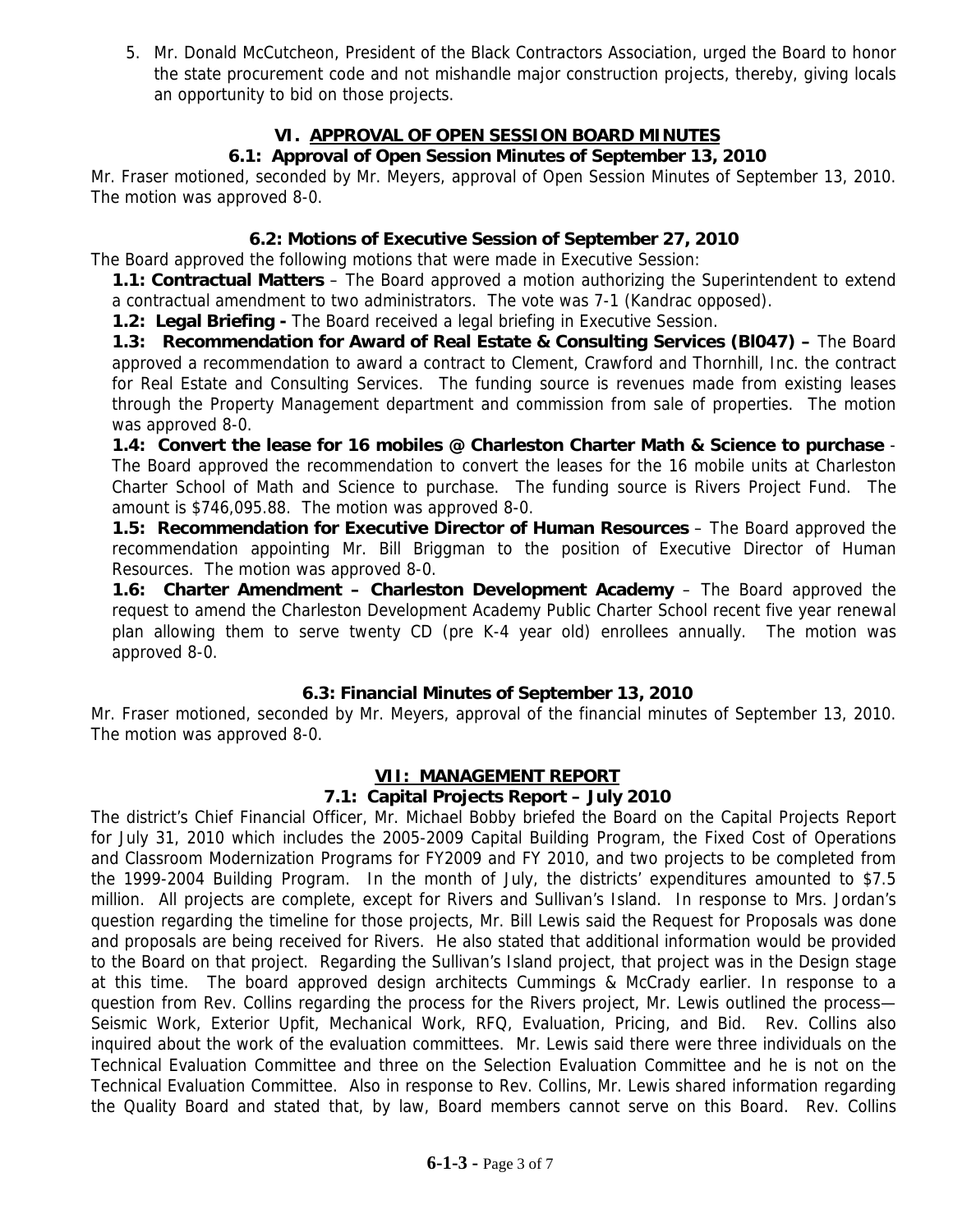5. Mr. Donald McCutcheon, President of the Black Contractors Association, urged the Board to honor the state procurement code and not mishandle major construction projects, thereby, giving locals an opportunity to bid on those projects.

## VI. APPROVAL OF OPEN SESSION BOARD MINUTES

### 6.1: Approval of Open Session Minutes of September 13, 2010

Mr. Fraser motioned, seconded by Mr. Meyers, approval of Open Session Minutes of September 13, 2010. The motion was approved 8-0.

### 6.2: Motions of Executive Session of September 27, 2010

The Board approved the following motions that were made in Executive Session:

**1.1: Contractual Matters** – The Board approved a motion authorizing the Superintendent to extend a contractual amendment to two administrators. The vote was 7-1 (Kandrac opposed).

**1.2: Legal Briefing -** The Board received a legal briefing in Executive Session.

**1.3: Recommendation for Award of Real Estate & Consulting Services (Bl047) –** The Board approved a recommendation to award a contract to Clement, Crawford and Thornhill, Inc. the contract for Real Estate and Consulting Services. The funding source is revenues made from existing leases through the Property Management department and commission from sale of properties. The motion was approved 8-0.

**1.4: Convert the lease for 16 mobiles @ Charleston Charter Math & Science to purchase** - The Board approved the recommendation to convert the leases for the 16 mobile units at Charleston Charter School of Math and Science to purchase. The funding source is Rivers Project Fund. The amount is $746,095.88. The motion was approved 8-0.

**1.5: Recommendation for Executive Director of Human Resources** – The Board approved the recommendation appointing Mr. Bill Briggman to the position of Executive Director of Human Resources. The motion was approved 8-0.

**1.6: Charter Amendment – Charleston Development Academy** – The Board approved the request to amend the Charleston Development Academy Public Charter School recent five year renewal plan allowing them to serve twenty CD (pre K-4 year old) enrollees annually. The motion was approved 8-0.

### 6.3: Financial Minutes of September 13, 2010

Mr. Fraser motioned, seconded by Mr. Meyers, approval of the financial minutes of September 13, 2010. The motion was approved 8-0.

## VII: MANAGEMENT REPORT

### 7.1: Capital Projects Report – July 2010

The district's Chief Financial Officer, Mr. Michael Bobby briefed the Board on the Capital Projects Report for July 31, 2010 which includes the 2005-2009 Capital Building Program, the Fixed Cost of Operations and Classroom Modernization Programs for FY2009 and FY 2010, and two projects to be completed from the 1999-2004 Building Program. In the month of July, the districts' expenditures amounted to $7.5 million. All projects are complete, except for Rivers and Sullivan's Island. In response to Mrs. Jordan's question regarding the timeline for those projects, Mr. Bill Lewis said the Request for Proposals was done and proposals are being received for Rivers. He also stated that additional information would be provided to the Board on that project. Regarding the Sullivan's Island project, that project was in the Design stage at this time. The board approved design architects Cummings & McCrady earlier. In response to a question from Rev. Collins regarding the process for the Rivers project, Mr. Lewis outlined the process—Seismic Work, Exterior Upfit, Mechanical Work, RFQ, Evaluation, Pricing, and Bid. Rev. Collins also inquired about the work of the evaluation committees. Mr. Lewis said there were three individuals on the Technical Evaluation Committee and three on the Selection Evaluation Committee and he is not on the Technical Evaluation Committee. Also in response to Rev. Collins, Mr. Lewis shared information regarding the Quality Board and stated that, by law, Board members cannot serve on this Board. Rev. Collins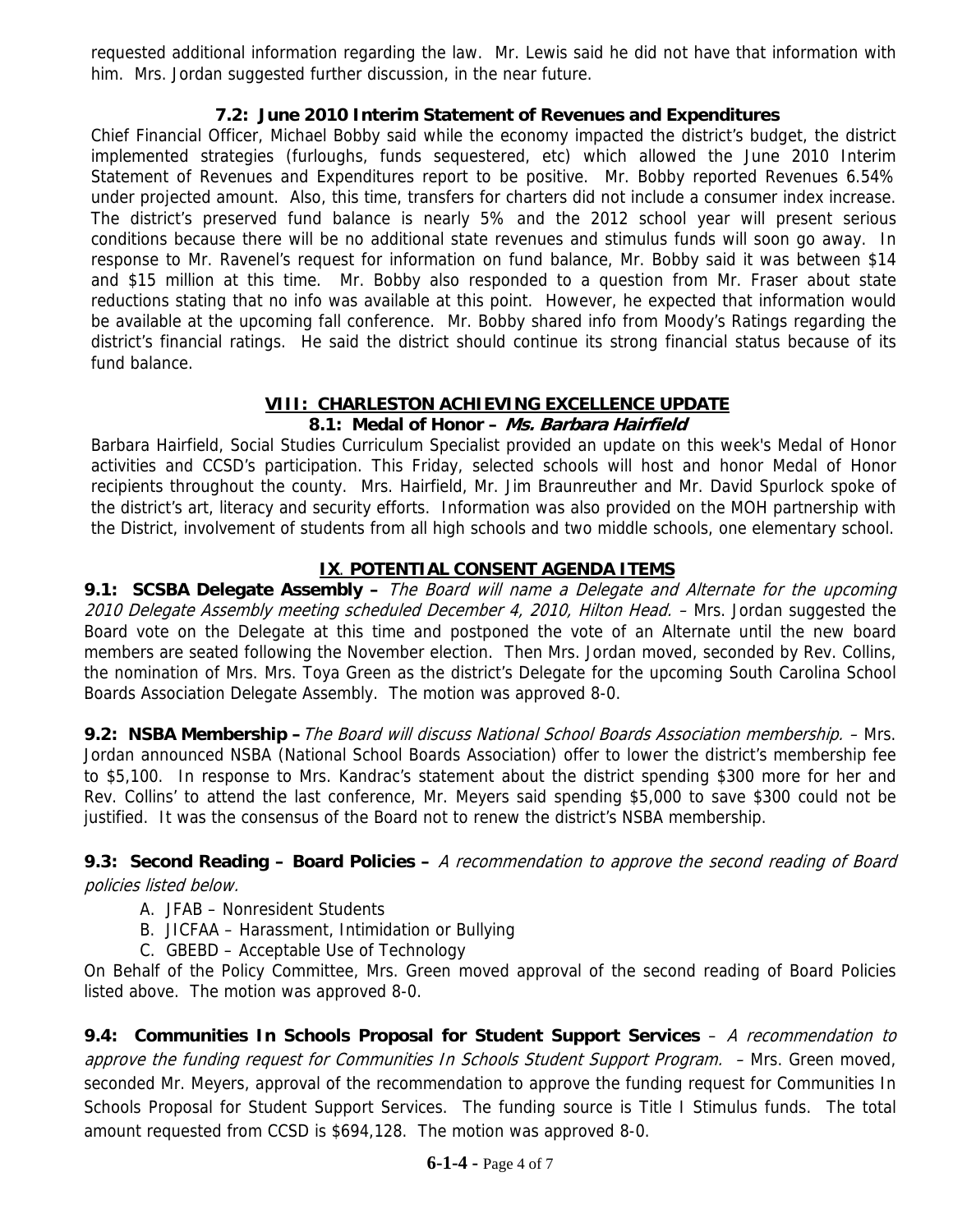requested additional information regarding the law. Mr. Lewis said he did not have that information with him. Mrs. Jordan suggested further discussion, in the near future.

### 7.2: June 2010 Interim Statement of Revenues and Expenditures

Chief Financial Officer, Michael Bobby said while the economy impacted the district's budget, the district implemented strategies (furloughs, funds sequestered, etc) which allowed the June 2010 Interim Statement of Revenues and Expenditures report to be positive. Mr. Bobby reported Revenues 6.54% under projected amount. Also, this time, transfers for charters did not include a consumer index increase. The district's preserved fund balance is nearly 5% and the 2012 school year will present serious conditions because there will be no additional state revenues and stimulus funds will soon go away. In response to Mr. Ravenel's request for information on fund balance, Mr. Bobby said it was between $14 and $15 million at this time. Mr. Bobby also responded to a question from Mr. Fraser about state reductions stating that no info was available at this point. However, he expected that information would be available at the upcoming fall conference. Mr. Bobby shared info from Moody's Ratings regarding the district's financial ratings. He said the district should continue its strong financial status because of its fund balance.

## VIII: CHARLESTON ACHIEVING EXCELLENCE UPDATE

### 8.1: Medal of Honor – *Ms. Barbara Hairfield*

Barbara Hairfield, Social Studies Curriculum Specialist provided an update on this week's Medal of Honor activities and CCSD's participation. This Friday, selected schools will host and honor Medal of Honor recipients throughout the county. Mrs. Hairfield, Mr. Jim Braunreuther and Mr. David Spurlock spoke of the district's art, literacy and security efforts. Information was also provided on the MOH partnership with the District, involvement of students from all high schools and two middle schools, one elementary school.

## IX. POTENTIAL CONSENT AGENDA ITEMS

**9.1: SCSBA Delegate Assembly –** *The Board will name a Delegate and Alternate for the upcoming 2010 Delegate Assembly meeting scheduled December 4, 2010, Hilton Head.* – Mrs. Jordan suggested the Board vote on the Delegate at this time and postponed the vote of an Alternate until the new board members are seated following the November election. Then Mrs. Jordan moved, seconded by Rev. Collins, the nomination of Mrs. Mrs. Toya Green as the district's Delegate for the upcoming South Carolina School Boards Association Delegate Assembly. The motion was approved 8-0.

**9.2: NSBA Membership –** *The Board will discuss National School Boards Association membership.* – Mrs. Jordan announced NSBA (National School Boards Association) offer to lower the district's membership fee to $5,100. In response to Mrs. Kandrac's statement about the district spending $300 more for her and Rev. Collins' to attend the last conference, Mr. Meyers said spending $5,000 to save $300 could not be justified. It was the consensus of the Board not to renew the district's NSBA membership.

**9.3: Second Reading – Board Policies –** *A recommendation to approve the second reading of Board policies listed below.*

A. JFAB – Nonresident Students
B. JICFAA – Harassment, Intimidation or Bullying
C. GBEBD – Acceptable Use of Technology

On Behalf of the Policy Committee, Mrs. Green moved approval of the second reading of Board Policies listed above. The motion was approved 8-0.

**9.4: Communities In Schools Proposal for Student Support Services** – *A recommendation to approve the funding request for Communities In Schools Student Support Program.* – Mrs. Green moved, seconded Mr. Meyers, approval of the recommendation to approve the funding request for Communities In Schools Proposal for Student Support Services. The funding source is Title I Stimulus funds. The total amount requested from CCSD is $694,128. The motion was approved 8-0.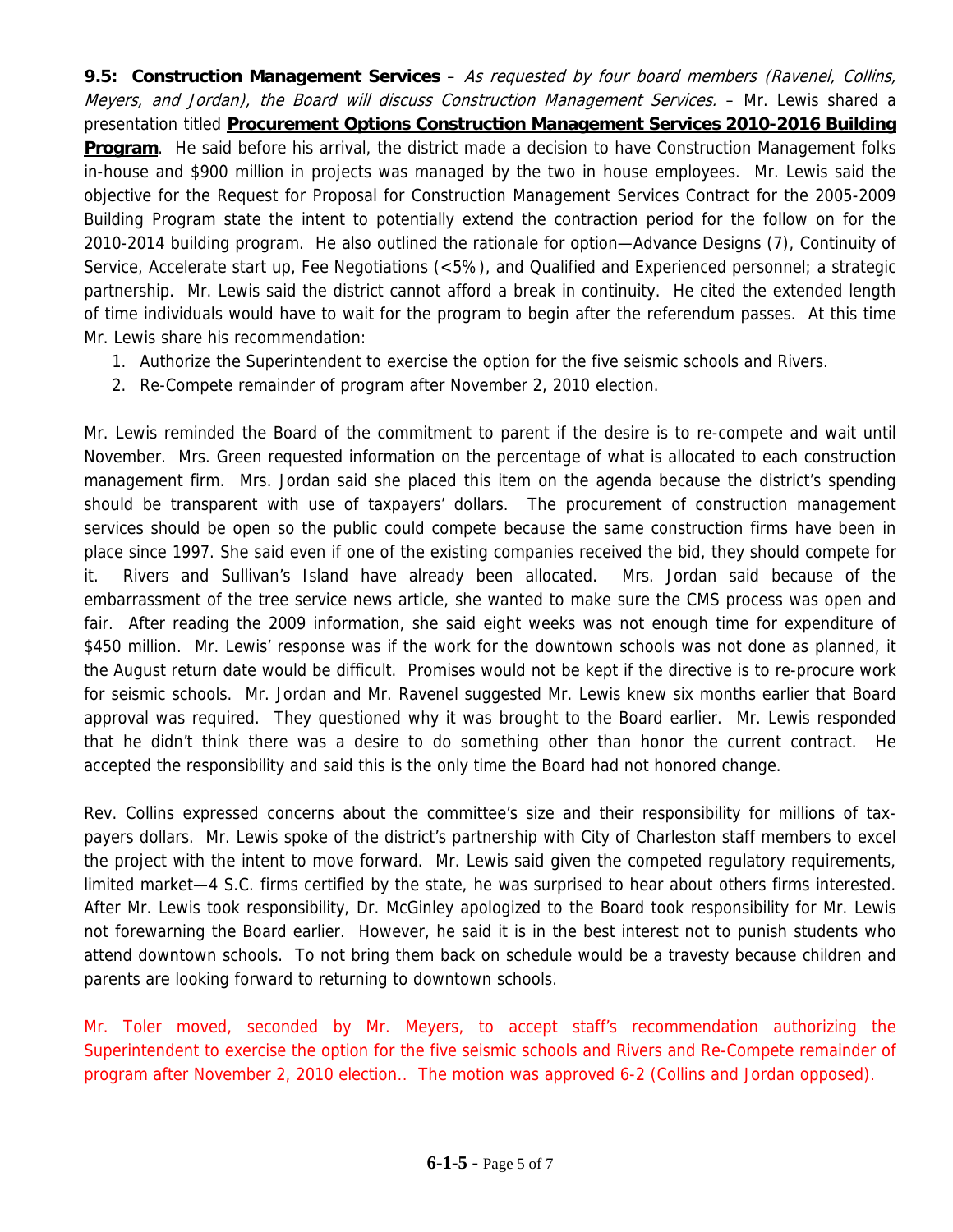**9.5: Construction Management Services** – *As requested by four board members (Ravenel, Collins, Meyers, and Jordan), the Board will discuss Construction Management Services.* – Mr. Lewis shared a presentation titled **Procurement Options Construction Management Services 2010-2016 Building Program**. He said before his arrival, the district made a decision to have Construction Management folks in-house and $900 million in projects was managed by the two in house employees. Mr. Lewis said the objective for the Request for Proposal for Construction Management Services Contract for the 2005-2009 Building Program state the intent to potentially extend the contraction period for the follow on for the 2010-2014 building program. He also outlined the rationale for option—Advance Designs (7), Continuity of Service, Accelerate start up, Fee Negotiations (<5%), and Qualified and Experienced personnel; a strategic partnership. Mr. Lewis said the district cannot afford a break in continuity. He cited the extended length of time individuals would have to wait for the program to begin after the referendum passes. At this time Mr. Lewis share his recommendation:

1. Authorize the Superintendent to exercise the option for the five seismic schools and Rivers.
2. Re-Compete remainder of program after November 2, 2010 election.

Mr. Lewis reminded the Board of the commitment to parent if the desire is to re-compete and wait until November. Mrs. Green requested information on the percentage of what is allocated to each construction management firm. Mrs. Jordan said she placed this item on the agenda because the district's spending should be transparent with use of taxpayers' dollars. The procurement of construction management services should be open so the public could compete because the same construction firms have been in place since 1997. She said even if one of the existing companies received the bid, they should compete for it. Rivers and Sullivan's Island have already been allocated. Mrs. Jordan said because of the embarrassment of the tree service news article, she wanted to make sure the CMS process was open and fair. After reading the 2009 information, she said eight weeks was not enough time for expenditure of $450 million. Mr. Lewis' response was if the work for the downtown schools was not done as planned, it the August return date would be difficult. Promises would not be kept if the directive is to re-procure work for seismic schools. Mr. Jordan and Mr. Ravenel suggested Mr. Lewis knew six months earlier that Board approval was required. They questioned why it was brought to the Board earlier. Mr. Lewis responded that he didn't think there was a desire to do something other than honor the current contract. He accepted the responsibility and said this is the only time the Board had not honored change.

Rev. Collins expressed concerns about the committee's size and their responsibility for millions of tax-payers dollars. Mr. Lewis spoke of the district's partnership with City of Charleston staff members to excel the project with the intent to move forward. Mr. Lewis said given the competed regulatory requirements, limited market—4 S.C. firms certified by the state, he was surprised to hear about others firms interested. After Mr. Lewis took responsibility, Dr. McGinley apologized to the Board took responsibility for Mr. Lewis not forewarning the Board earlier. However, he said it is in the best interest not to punish students who attend downtown schools. To not bring them back on schedule would be a travesty because children and parents are looking forward to returning to downtown schools.

Mr. Toler moved, seconded by Mr. Meyers, to accept staff's recommendation authorizing the Superintendent to exercise the option for the five seismic schools and Rivers and Re-Compete remainder of program after November 2, 2010 election.. The motion was approved 6-2 (Collins and Jordan opposed).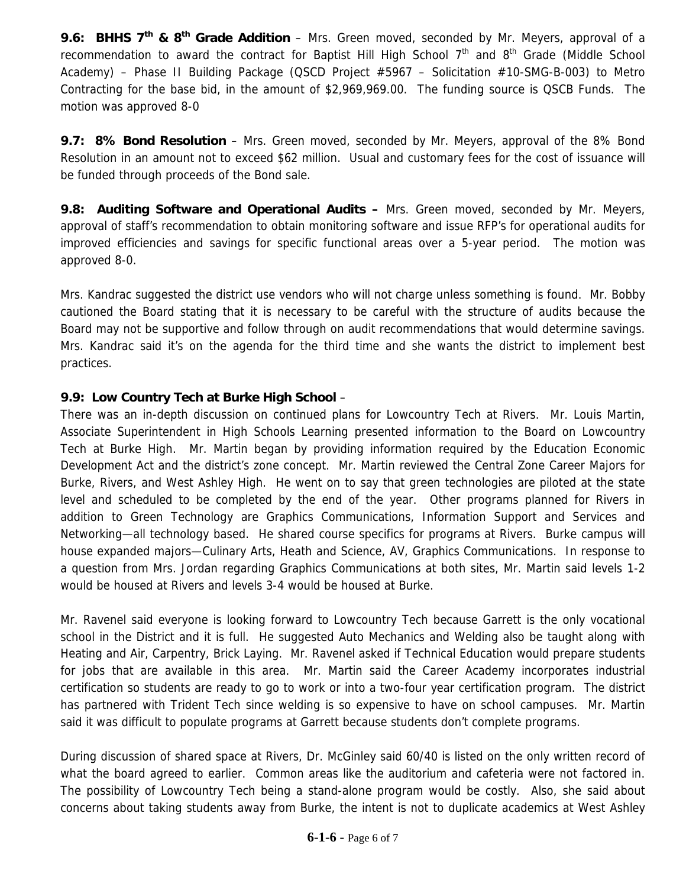**9.6: BHHS 7th & 8th Grade Addition** – Mrs. Green moved, seconded by Mr. Meyers, approval of a recommendation to award the contract for Baptist Hill High School 7th and 8th Grade (Middle School Academy) – Phase II Building Package (QSCD Project #5967 – Solicitation #10-SMG-B-003) to Metro Contracting for the base bid, in the amount of $2,969,969.00. The funding source is QSCB Funds. The motion was approved 8-0

**9.7: 8% Bond Resolution** – Mrs. Green moved, seconded by Mr. Meyers, approval of the 8% Bond Resolution in an amount not to exceed $62 million. Usual and customary fees for the cost of issuance will be funded through proceeds of the Bond sale.

**9.8: Auditing Software and Operational Audits –** Mrs. Green moved, seconded by Mr. Meyers, approval of staff's recommendation to obtain monitoring software and issue RFP's for operational audits for improved efficiencies and savings for specific functional areas over a 5-year period. The motion was approved 8-0.

Mrs. Kandrac suggested the district use vendors who will not charge unless something is found. Mr. Bobby cautioned the Board stating that it is necessary to be careful with the structure of audits because the Board may not be supportive and follow through on audit recommendations that would determine savings. Mrs. Kandrac said it's on the agenda for the third time and she wants the district to implement best practices.

**9.9: Low Country Tech at Burke High School** –

There was an in-depth discussion on continued plans for Lowcountry Tech at Rivers. Mr. Louis Martin, Associate Superintendent in High Schools Learning presented information to the Board on Lowcountry Tech at Burke High. Mr. Martin began by providing information required by the Education Economic Development Act and the district's zone concept. Mr. Martin reviewed the Central Zone Career Majors for Burke, Rivers, and West Ashley High. He went on to say that green technologies are piloted at the state level and scheduled to be completed by the end of the year. Other programs planned for Rivers in addition to Green Technology are Graphics Communications, Information Support and Services and Networking—all technology based. He shared course specifics for programs at Rivers. Burke campus will house expanded majors—Culinary Arts, Heath and Science, AV, Graphics Communications. In response to a question from Mrs. Jordan regarding Graphics Communications at both sites, Mr. Martin said levels 1-2 would be housed at Rivers and levels 3-4 would be housed at Burke.

Mr. Ravenel said everyone is looking forward to Lowcountry Tech because Garrett is the only vocational school in the District and it is full. He suggested Auto Mechanics and Welding also be taught along with Heating and Air, Carpentry, Brick Laying. Mr. Ravenel asked if Technical Education would prepare students for jobs that are available in this area. Mr. Martin said the Career Academy incorporates industrial certification so students are ready to go to work or into a two-four year certification program. The district has partnered with Trident Tech since welding is so expensive to have on school campuses. Mr. Martin said it was difficult to populate programs at Garrett because students don't complete programs.

During discussion of shared space at Rivers, Dr. McGinley said 60/40 is listed on the only written record of what the board agreed to earlier. Common areas like the auditorium and cafeteria were not factored in. The possibility of Lowcountry Tech being a stand-alone program would be costly. Also, she said about concerns about taking students away from Burke, the intent is not to duplicate academics at West Ashley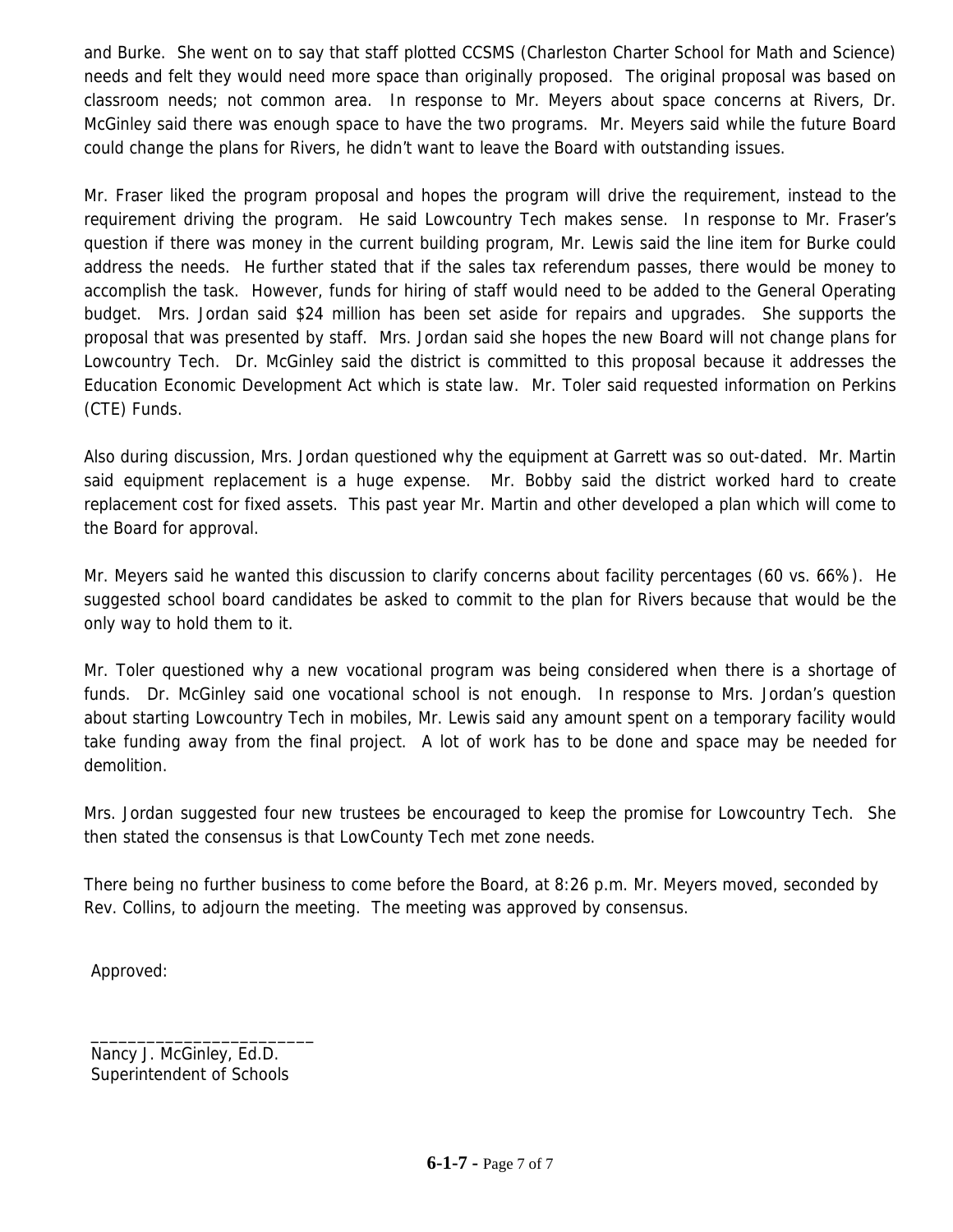and Burke. She went on to say that staff plotted CCSMS (Charleston Charter School for Math and Science) needs and felt they would need more space than originally proposed. The original proposal was based on classroom needs; not common area. In response to Mr. Meyers about space concerns at Rivers, Dr. McGinley said there was enough space to have the two programs. Mr. Meyers said while the future Board could change the plans for Rivers, he didn't want to leave the Board with outstanding issues.

Mr. Fraser liked the program proposal and hopes the program will drive the requirement, instead to the requirement driving the program. He said Lowcountry Tech makes sense. In response to Mr. Fraser's question if there was money in the current building program, Mr. Lewis said the line item for Burke could address the needs. He further stated that if the sales tax referendum passes, there would be money to accomplish the task. However, funds for hiring of staff would need to be added to the General Operating budget. Mrs. Jordan said $24 million has been set aside for repairs and upgrades. She supports the proposal that was presented by staff. Mrs. Jordan said she hopes the new Board will not change plans for Lowcountry Tech. Dr. McGinley said the district is committed to this proposal because it addresses the Education Economic Development Act which is state law. Mr. Toler said requested information on Perkins (CTE) Funds.

Also during discussion, Mrs. Jordan questioned why the equipment at Garrett was so out-dated. Mr. Martin said equipment replacement is a huge expense. Mr. Bobby said the district worked hard to create replacement cost for fixed assets. This past year Mr. Martin and other developed a plan which will come to the Board for approval.

Mr. Meyers said he wanted this discussion to clarify concerns about facility percentages (60 vs. 66%). He suggested school board candidates be asked to commit to the plan for Rivers because that would be the only way to hold them to it.

Mr. Toler questioned why a new vocational program was being considered when there is a shortage of funds. Dr. McGinley said one vocational school is not enough. In response to Mrs. Jordan's question about starting Lowcountry Tech in mobiles, Mr. Lewis said any amount spent on a temporary facility would take funding away from the final project. A lot of work has to be done and space may be needed for demolition.

Mrs. Jordan suggested four new trustees be encouraged to keep the promise for Lowcountry Tech. She then stated the consensus is that LowCounty Tech met zone needs.

There being no further business to come before the Board, at 8:26 p.m. Mr. Meyers moved, seconded by Rev. Collins, to adjourn the meeting. The meeting was approved by consensus.

Approved:

_________________________

Nancy J. McGinley, Ed.D.
Superintendent of Schools